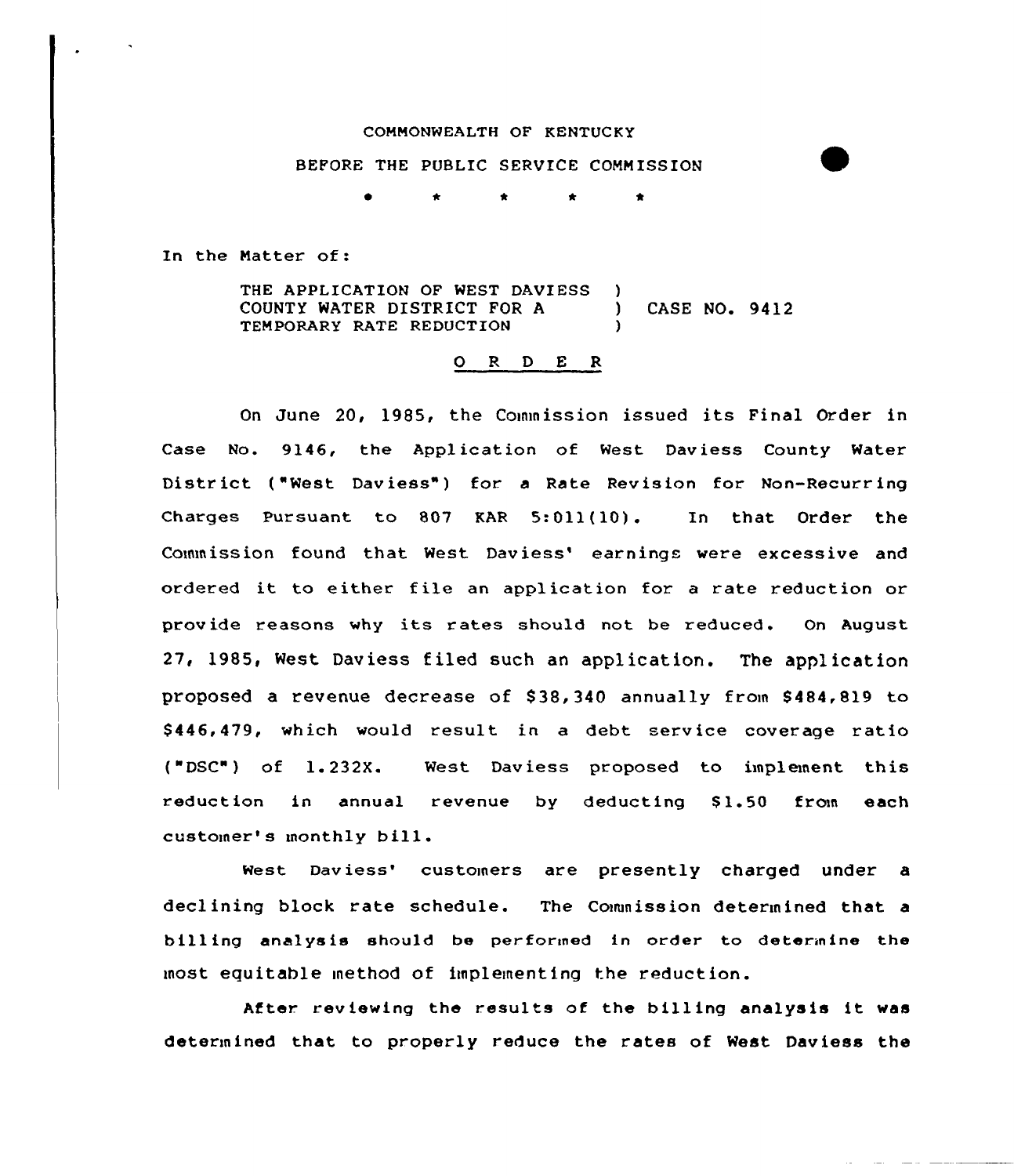COMMONWEALTH OF KENTUCKY

BEFORE THE PUBLIC SERVICE COMMISSION

\* \* \* \* \*

In the Matter of:

THE APPLICATION OF WEST DAVIESS COUNTY WATER DISTRICT FOR A TEMPORARY RATE REDUCTION ) CASE NO. 9412

## O R D E R

On June 20, 1985, the Commission issued its Final Order in Case No. 9146, the Application of West Daviess County Water District ("West Daviess") for a Rate Revision for Non-Recurring Charges Pursuant to 807 KAR 5:011(10). In that Order the Commission found that West Daviess' earnings were excessive and ordered it to either file an application for a rate reduction or provide reasons why its rates should not be reduced. On August 27, 1985, West Daviess filed such an application. The application proposed a revenue decrease of $38,340 annually from $484,819 to $446,479, which would result in a debt service coverage ratio ("DSC") of 1.232X. West Daviess proposed to implement this reduction in annual revenue by deducting $1.50 from each customer's monthly bill.

West Daviess' customers are presently charged under a declining block rate schedule. The Commission determined that a billing analysis should be performed in order to determine the most equitable method of implementing the reduction.

After reviewing the results of the billing analysis it was determined that to properly reduce the rates of West Daviess the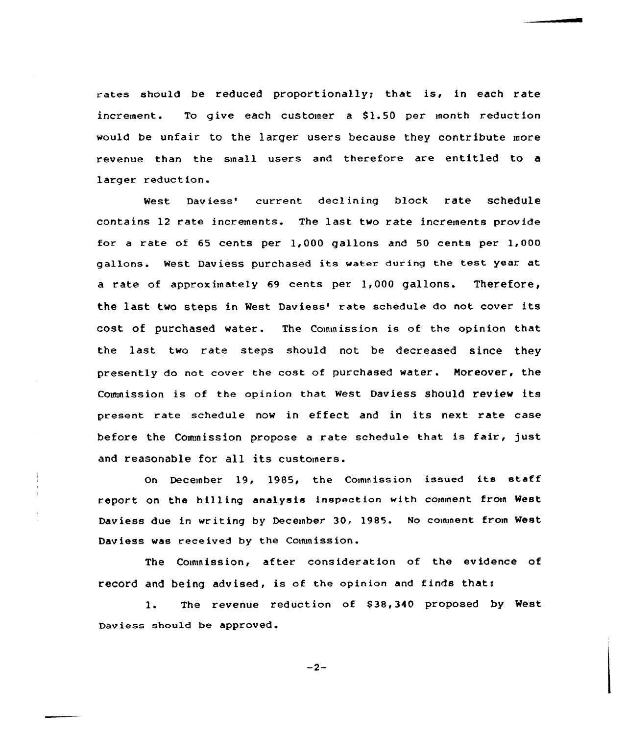rates should be reduced proportionally; that is, in each rate increment. To give each customer a $1.50 per month reduction would be unfair to the larger users because they contribute more revenue than the small users and therefore are entitled to a larger reduction.

West Daviess' current declining block rate schedule contains 12 rate increments. The last two rate increments provide for a rate of 65 cents per 1,000 gallons and 50 cents per 1,000 gallons. West Daviess purchased its water during the test year at a rate of approximately 69 cents per 1,000 gallons. Therefore, the last two steps in West Daviess' rate schedule do not cover its cost of purchased water. The Commission is of the opinion that the last two rate steps should not be decreased since they presently do not cover the cost of purchased water. Moreover, the Commission is of the opinion that West Daviess should review its present rate schedule now in effect and in its next rate case before the Commission propose a rate schedule that is fair, just and reasonable for all its customers.

On December 19, 1985, the Commission issued its staff report on the billing analysis inspection with comment from West Daviess due in writing by December 30, 1985. No comment from West Daviess was received by the Commission.

The Commission, after consideration of the evidence of record and being advised, is of the opinion and finds that:

1. The revenue reduction of $38,340 proposed by West Daviess should be approved.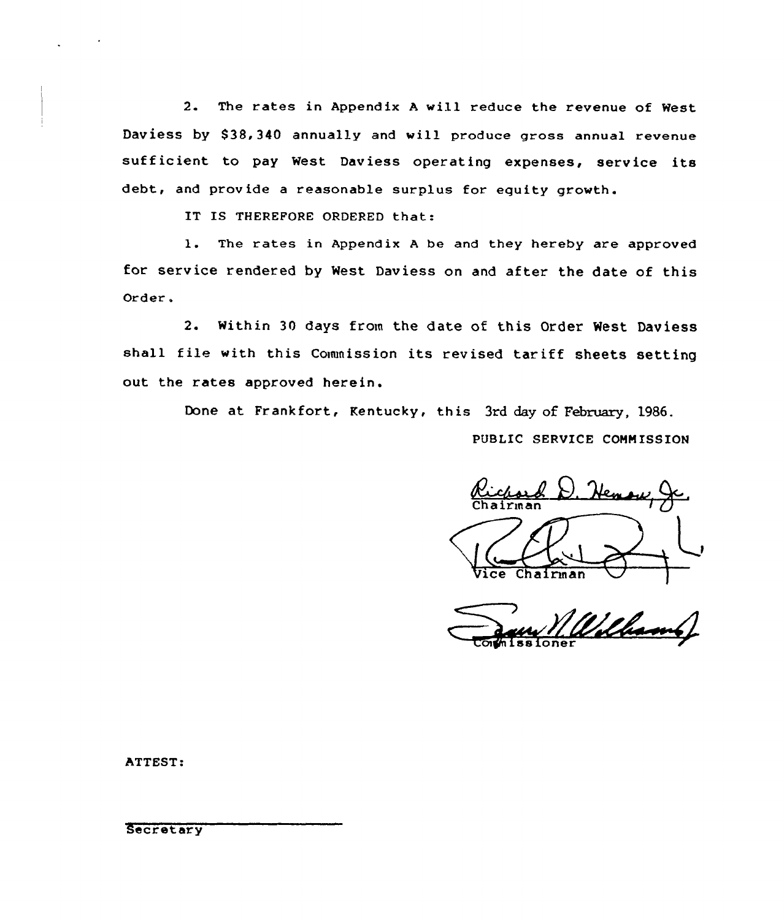2. The rates in Appendix A will reduce the revenue of West Daviess by $38,340 annually and will produce gross annual revenue sufficient to pay West Daviess operating expenses, service its debt, and provide a reasonable surplus for equity growth.

IT IS THEREFORE ORDERED that:

1. The rates in Appendix A be and they hereby are approved for service rendered by West Daviess on and after the date of this Order.

2. Within 30 days from the date of this Order West Daviess shall file with this Commission its revised tariff sheets setting out the rates approved herein.

Done at Frankfort, Kentucky, this 3rd day of February, 1986.

PUBLIC SERVICE COMMISSION

Richard D. Hemon, Jr.
Chairman

Vice Chairman

Commissioner

ATTEST:

Secretary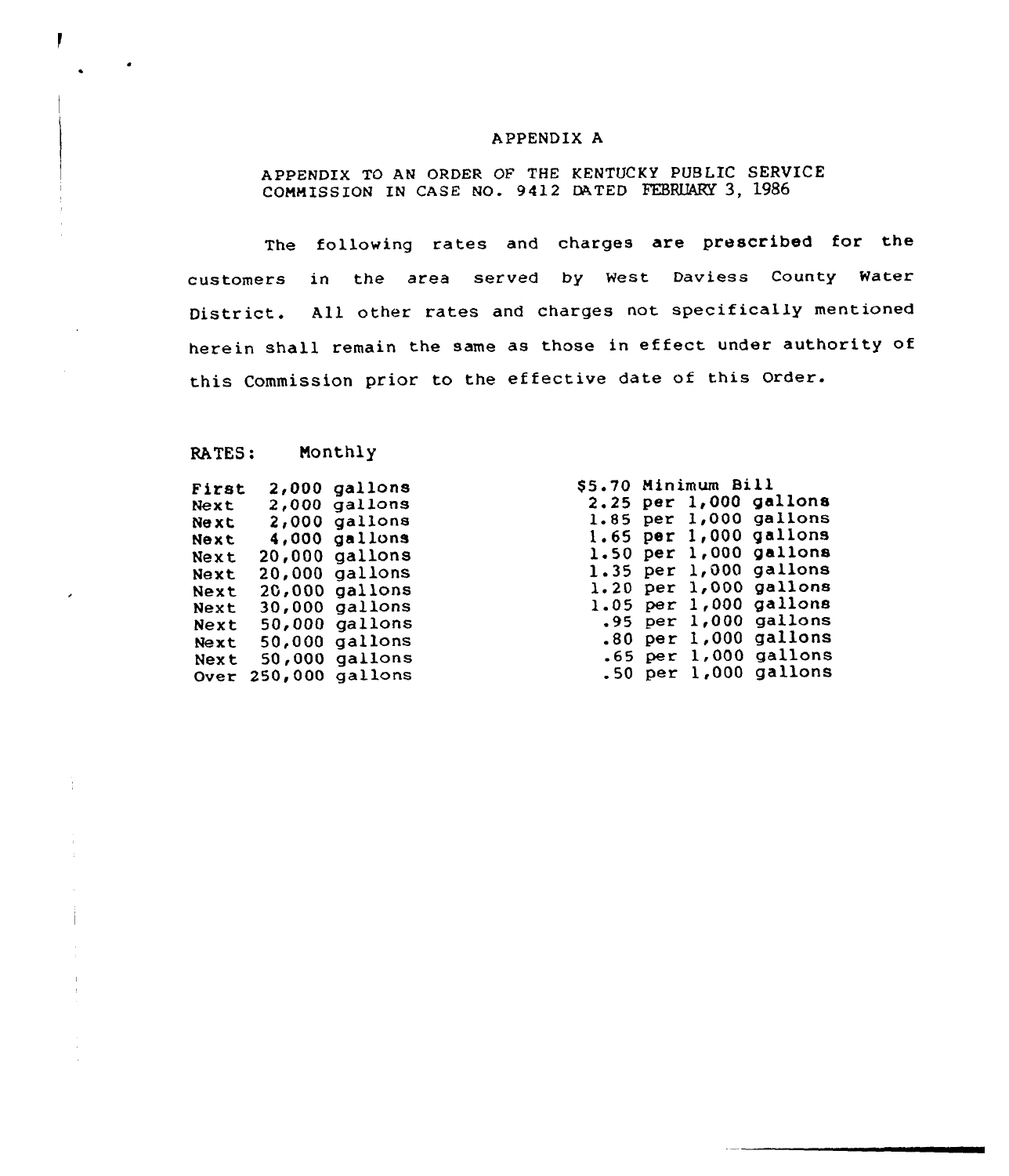# APPENDIX A

APPENDIX TO AN ORDER OF THE KENTUCKY PUBLIC SERVICE COMMISSION IN CASE NO. 9412 DATED FEBRUARY 3, 1986

The following rates and charges are prescribed for the customers in the area served by West Daviess County Water District. All other rates and charges not specifically mentioned herein shall remain the same as those in effect under authority of this Commission prior to the effective date of this Order.

RATES: Monthly

| | |
|---|---|
| First 2,000 gallons | $5.70 Minimum Bill |
| Next 2,000 gallons | 2.25 per 1,000 gallons |
| Next 2,000 gallons | 1.85 per 1,000 gallons |
| Next 4,000 gallons | 1.65 per 1,000 gallons |
| Next 20,000 gallons | 1.50 per 1,000 gallons |
| Next 20,000 gallons | 1.35 per 1,000 gallons |
| Next 20,000 gallons | 1.20 per 1,000 gallons |
| Next 30,000 gallons | 1.05 per 1,000 gallons |
| Next 50,000 gallons | .95 per 1,000 gallons |
| Next 50,000 gallons | .80 per 1,000 gallons |
| Next 50,000 gallons | .65 per 1,000 gallons |
| Over 250,000 gallons | .50 per 1,000 gallons |